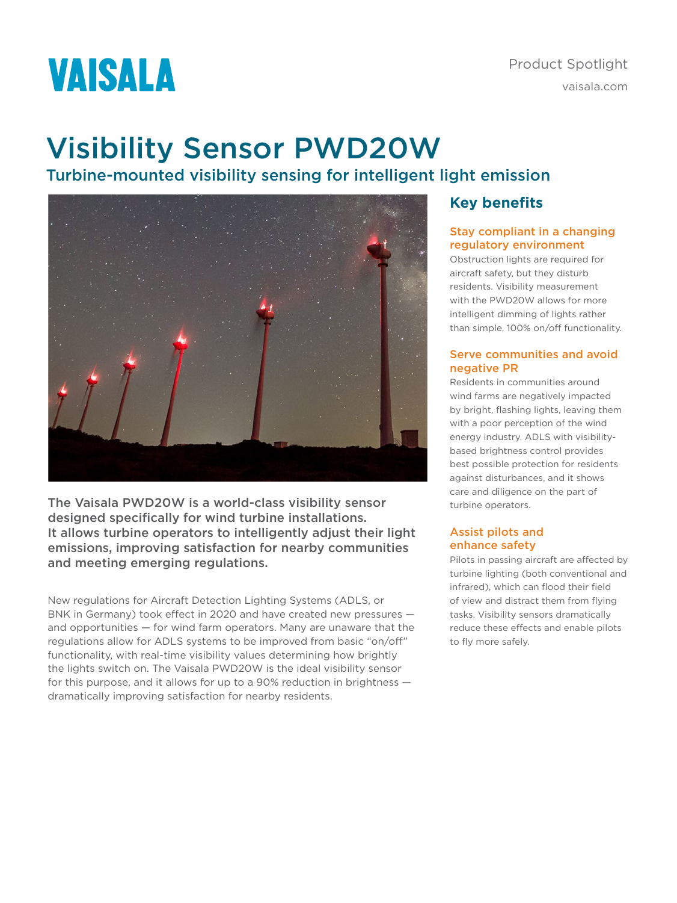VAISALA

Product Spotlight

vaisala.com

# Visibility Sensor PWD20W

## Turbine-mounted visibility sensing for intelligent light emission

**The Vaisala PWD20W is a world-class visibility sensor designed specifically for wind turbine installations. It allows turbine operators to intelligently adjust their light emissions, improving satisfaction for nearby communities and meeting emerging regulations.**

New regulations for Aircraft Detection Lighting Systems (ADLS, or BNK in Germany) took effect in 2020 and have created new pressures — and opportunities — for wind farm operators. Many are unaware that the regulations allow for ADLS systems to be improved from basic "on/off" functionality, with real-time visibility values determining how brightly the lights switch on. The Vaisala PWD20W is the ideal visibility sensor for this purpose, and it allows for up to a 90% reduction in brightness — dramatically improving satisfaction for nearby residents.

## Key benefits

### Stay compliant in a changing regulatory environment

Obstruction lights are required for aircraft safety, but they disturb residents. Visibility measurement with the PWD20W allows for more intelligent dimming of lights rather than simple, 100% on/off functionality.

### Serve communities and avoid negative PR

Residents in communities around wind farms are negatively impacted by bright, flashing lights, leaving them with a poor perception of the wind energy industry. ADLS with visibility-based brightness control provides best possible protection for residents against disturbances, and it shows care and diligence on the part of turbine operators.

### Assist pilots and enhance safety

Pilots in passing aircraft are affected by turbine lighting (both conventional and infrared), which can flood their field of view and distract them from flying tasks. Visibility sensors dramatically reduce these effects and enable pilots to fly more safely.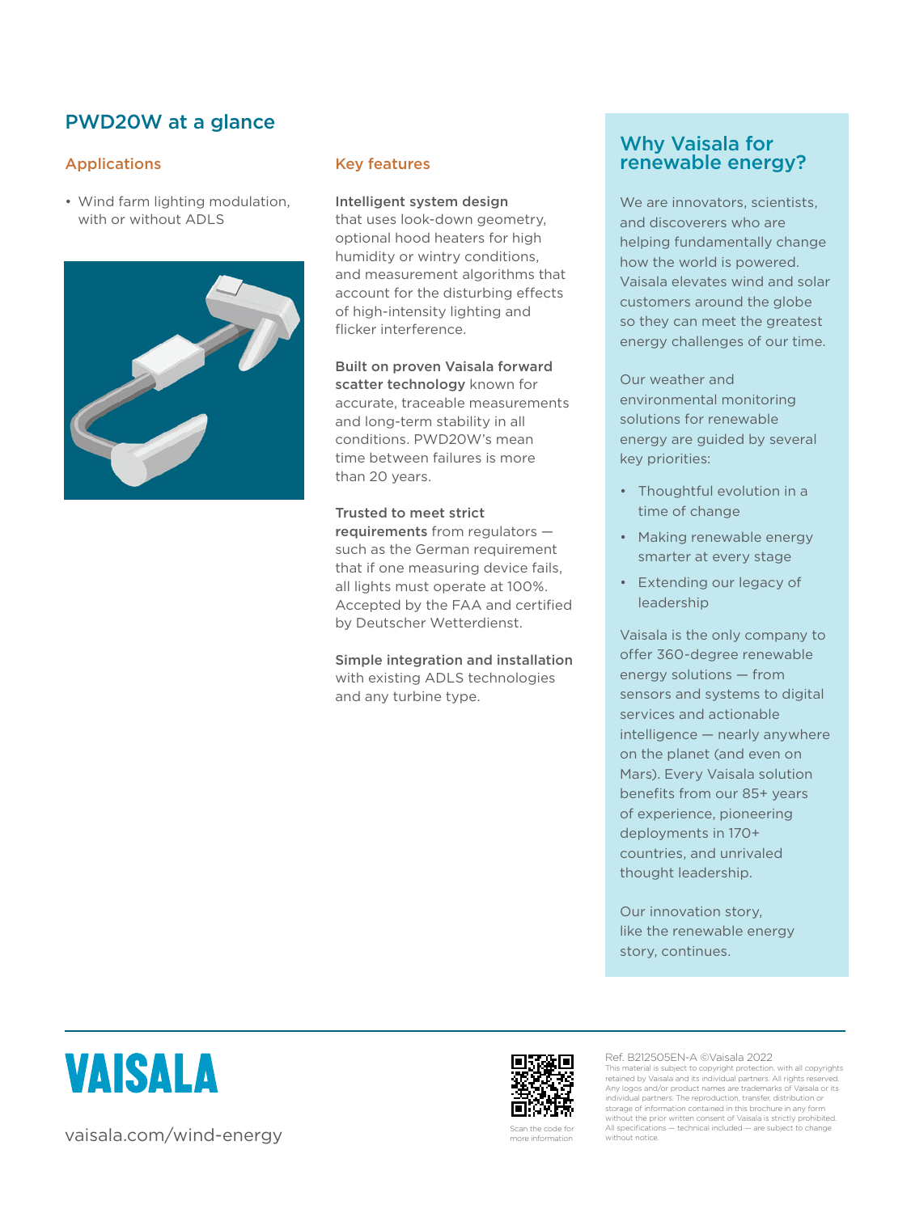# PWD20W at a glance

## Applications

- Wind farm lighting modulation, with or without ADLS

## Key features

**Intelligent system design** that uses look-down geometry, optional hood heaters for high humidity or wintry conditions, and measurement algorithms that account for the disturbing effects of high-intensity lighting and flicker interference.

**Built on proven Vaisala forward scatter technology** known for accurate, traceable measurements and long-term stability in all conditions. PWD20W's mean time between failures is more than 20 years.

**Trusted to meet strict requirements** from regulators — such as the German requirement that if one measuring device fails, all lights must operate at 100%. Accepted by the FAA and certified by Deutscher Wetterdienst.

**Simple integration and installation** with existing ADLS technologies and any turbine type.

## Why Vaisala for renewable energy?

We are innovators, scientists, and discoverers who are helping fundamentally change how the world is powered. Vaisala elevates wind and solar customers around the globe so they can meet the greatest energy challenges of our time.

Our weather and environmental monitoring solutions for renewable energy are guided by several key priorities:

- Thoughtful evolution in a time of change
- Making renewable energy smarter at every stage
- Extending our legacy of leadership

Vaisala is the only company to offer 360-degree renewable energy solutions — from sensors and systems to digital services and actionable intelligence — nearly anywhere on the planet (and even on Mars). Every Vaisala solution benefits from our 85+ years of experience, pioneering deployments in 170+ countries, and unrivaled thought leadership.

Our innovation story, like the renewable energy story, continues.

VAISALA

vaisala.com/wind-energy

Scan the code for more information

Ref. B212505EN-A ©Vaisala 2022

This material is subject to copyright protection, with all copyrights retained by Vaisala and its individual partners. All rights reserved. Any logos and/or product names are trademarks of Vaisala or its individual partners. The reproduction, transfer, distribution or storage of information contained in this brochure in any form without the prior written consent of Vaisala is strictly prohibited. All specifications — technical included — are subject to change without notice.